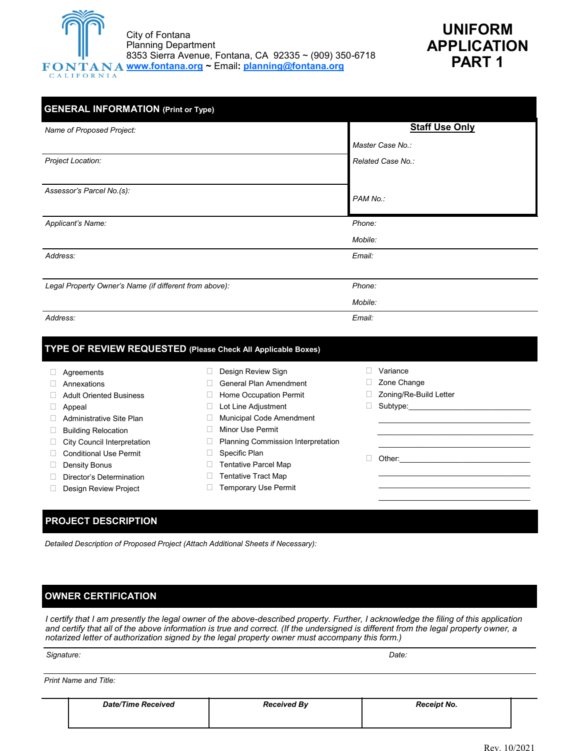City of Fontana
Planning Department
8353 Sierra Avenue, Fontana, CA 92335 ~ (909) 350-6718
www.fontana.org ~ Email: planning@fontana.org

# UNIFORM APPLICATION PART 1

## GENERAL INFORMATION (Print or Type)

| | |
|---|---|
| *Name of Proposed Project:* | **Staff Use Only** <br> *Master Case No.:* |
| *Project Location:* | *Related Case No.:* |
| *Assessor's Parcel No.(s):* | *PAM No.:* |
| *Applicant's Name:* | *Phone:* <br> *Mobile:* |
| *Address:* | *Email:* |
| *Legal Property Owner's Name (if different from above):* | *Phone:* <br> *Mobile:* |
| *Address:* | *Email:* |

## TYPE OF REVIEW REQUESTED (Please Check All Applicable Boxes)

- ☐ Agreements
- ☐ Annexations
- ☐ Adult Oriented Business
- ☐ Appeal
- ☐ Administrative Site Plan
- ☐ Building Relocation
- ☐ City Council Interpretation
- ☐ Conditional Use Permit
- ☐ Density Bonus
- ☐ Director's Determination
- ☐ Design Review Project
- ☐ Design Review Sign
- ☐ General Plan Amendment
- ☐ Home Occupation Permit
- ☐ Lot Line Adjustment
- ☐ Municipal Code Amendment
- ☐ Minor Use Permit
- ☐ Planning Commission Interpretation
- ☐ Specific Plan
- ☐ Tentative Parcel Map
- ☐ Tentative Tract Map
- ☐ Temporary Use Permit
- ☐ Variance
- ☐ Zone Change
- ☐ Zoning/Re-Build Letter
- ☐ Subtype:\_\_\_\_\_\_\_\_\_\_\_\_\_\_\_\_\_\_\_\_\_\_\_\_
- ☐ Other:\_\_\_\_\_\_\_\_\_\_\_\_\_\_\_\_\_\_\_\_\_\_\_\_\_\_

## PROJECT DESCRIPTION

*Detailed Description of Proposed Project (Attach Additional Sheets if Necessary):*

## OWNER CERTIFICATION

*I certify that I am presently the legal owner of the above-described property. Further, I acknowledge the filing of this application and certify that all of the above information is true and correct. (If the undersigned is different from the legal property owner, a notarized letter of authorization signed by the legal property owner must accompany this form.)*

*Signature:* *Date:*

*Print Name and Title:*

| *Date/Time Received* | *Received By* | *Receipt No.* |
|---|---|---|
| | | |

Rev. 10/2021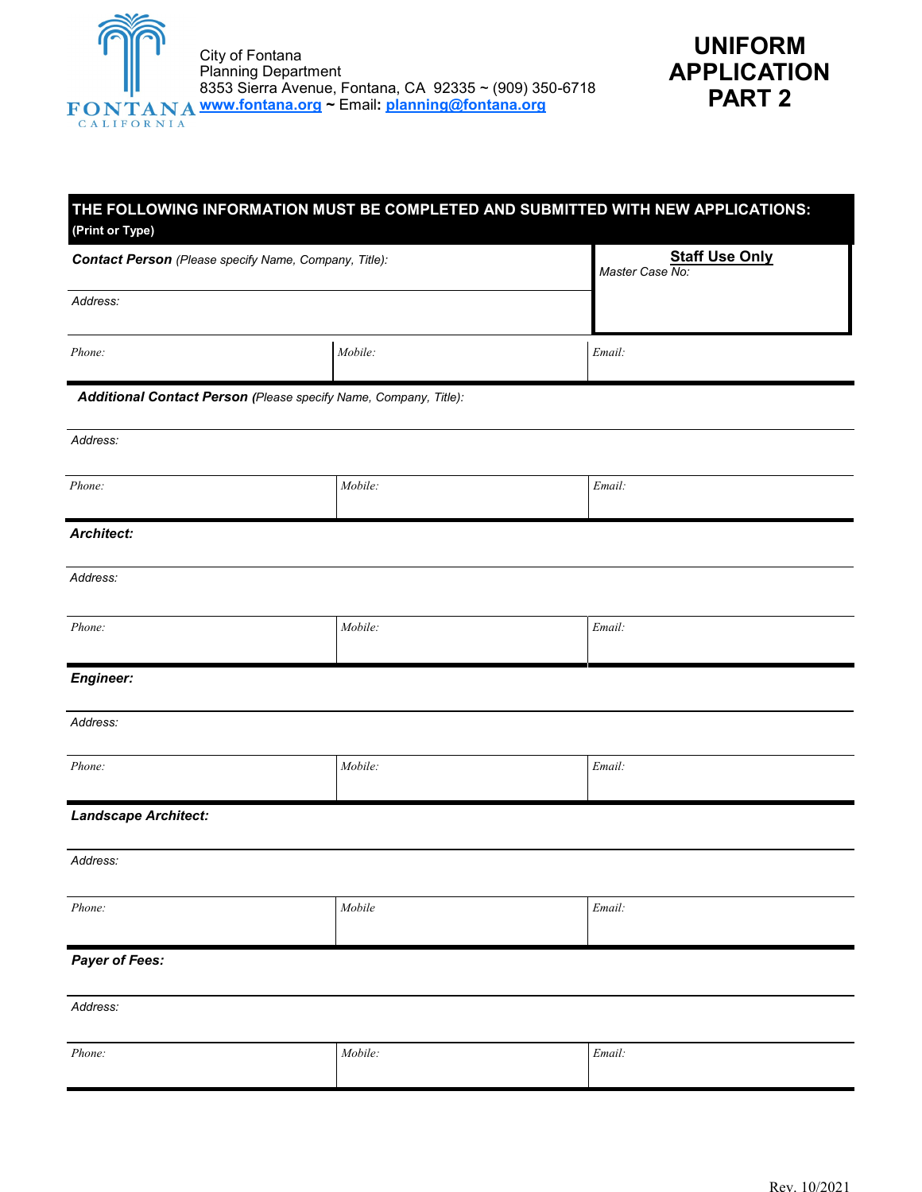City of Fontana
Planning Department
8353 Sierra Avenue, Fontana, CA 92335 ~ (909) 350-6718
www.fontana.org ~ Email: planning@fontana.org

# UNIFORM APPLICATION PART 2

**THE FOLLOWING INFORMATION MUST BE COMPLETED AND SUBMITTED WITH NEW APPLICATIONS:**
**(Print or Type)**

| | | | |
|---|---|---|---|
| ***Contact Person*** *(Please specify Name, Company, Title):* | | | **Staff Use Only** *Master Case No:* |
| *Address:* | | | |
| *Phone:* | *Mobile:* | *Email:* | |

| | | |
|---|---|---|
| ***Additional Contact Person*** *(Please specify Name, Company, Title):* | | |
| *Address:* | | |
| *Phone:* | *Mobile:* | *Email:* |
| ***Architect:*** | | |
| *Address:* | | |
| *Phone:* | *Mobile:* | *Email:* |
| ***Engineer:*** | | |
| *Address:* | | |
| *Phone:* | *Mobile:* | *Email:* |
| ***Landscape Architect:*** | | |
| *Address:* | | |
| *Phone:* | *Mobile* | *Email:* |
| ***Payer of Fees:*** | | |
| *Address:* | | |
| *Phone:* | *Mobile:* | *Email:* |

Rev. 10/2021